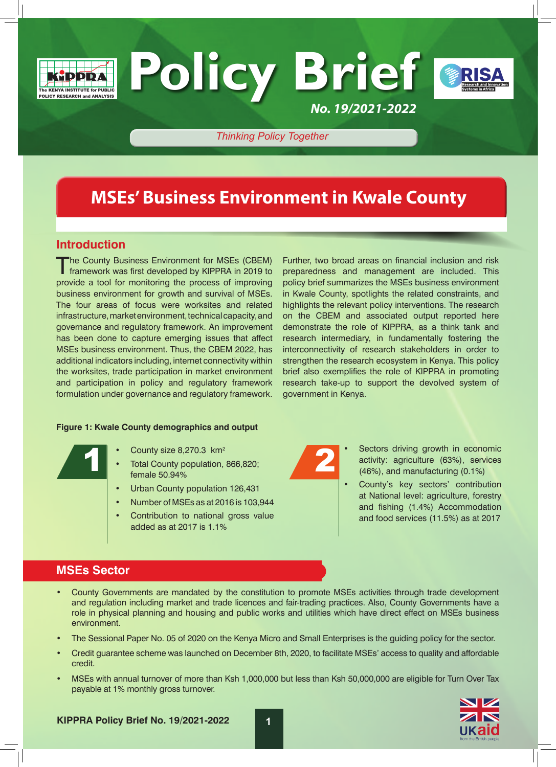# Policy Brief

***No. 19/2021-2022***

*Thinking Policy Together*

# MSEs' Business Environment in Kwale County

## Introduction

The County Business Environment for MSEs (CBEM) framework was first developed by KIPPRA in 2019 to provide a tool for monitoring the process of improving business environment for growth and survival of MSEs. The four areas of focus were worksites and related infrastructure, market environment, technical capacity, and governance and regulatory framework. An improvement has been done to capture emerging issues that affect MSEs business environment. Thus, the CBEM 2022, has additional indicators including, internet connectivity within the worksites, trade participation in market environment and participation in policy and regulatory framework formulation under governance and regulatory framework. Further, two broad areas on financial inclusion and risk preparedness and management are included. This policy brief summarizes the MSEs business environment in Kwale County, spotlights the related constraints, and highlights the relevant policy interventions. The research on the CBEM and associated output reported here demonstrate the role of KIPPRA, as a think tank and research intermediary, in fundamentally fostering the interconnectivity of research stakeholders in order to strengthen the research ecosystem in Kenya. This policy brief also exemplifies the role of KIPPRA in promoting research take-up to support the devolved system of government in Kenya.

**Figure 1: Kwale County demographics and output**

1

- County size 8,270.3 km$^2$
- Total County population, 866,820; female 50.94%
- Urban County population 126,431
- Number of MSEs as at 2016 is 103,944
- Contribution to national gross value added as at 2017 is 1.1%

2

- Sectors driving growth in economic activity: agriculture (63%), services (46%), and manufacturing (0.1%)
- County's key sectors' contribution at National level: agriculture, forestry and fishing (1.4%) Accommodation and food services (11.5%) as at 2017

## MSEs Sector

- County Governments are mandated by the constitution to promote MSEs activities through trade development and regulation including market and trade licences and fair-trading practices. Also, County Governments have a role in physical planning and housing and public works and utilities which have direct effect on MSEs business environment.
- The Sessional Paper No. 05 of 2020 on the Kenya Micro and Small Enterprises is the guiding policy for the sector.
- Credit guarantee scheme was launched on December 8th, 2020, to facilitate MSEs' access to quality and affordable credit.
- MSEs with annual turnover of more than Ksh 1,000,000 but less than Ksh 50,000,000 are eligible for Turn Over Tax payable at 1% monthly gross turnover.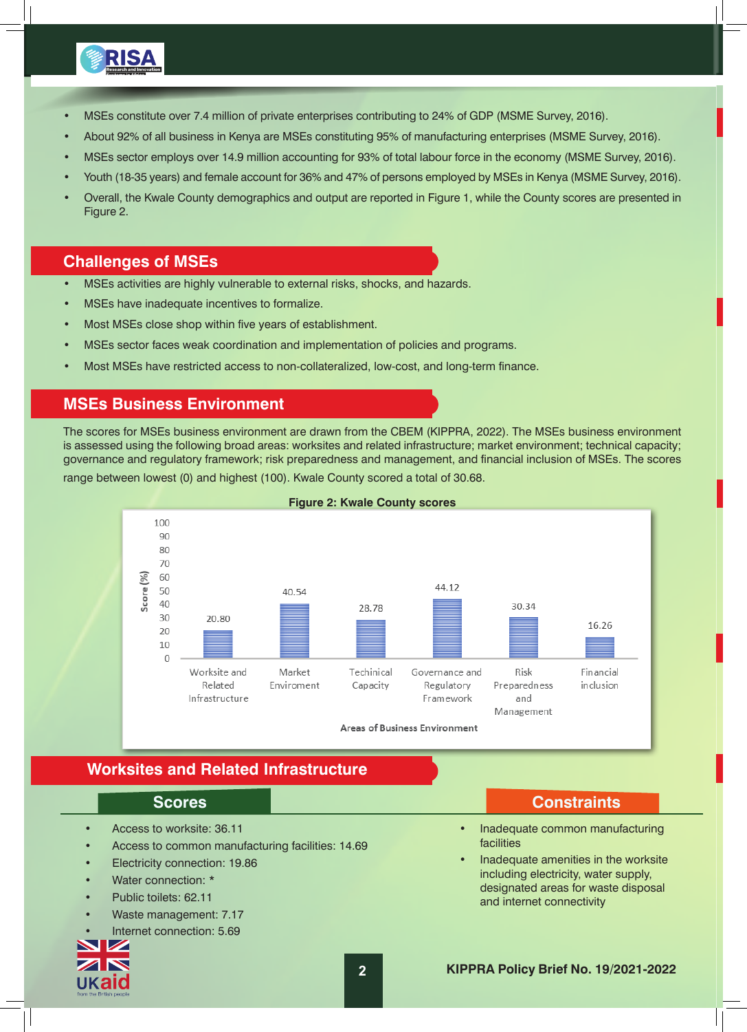- MSEs constitute over 7.4 million of private enterprises contributing to 24% of GDP (MSME Survey, 2016).
- About 92% of all business in Kenya are MSEs constituting 95% of manufacturing enterprises (MSME Survey, 2016).
- MSEs sector employs over 14.9 million accounting for 93% of total labour force in the economy (MSME Survey, 2016).
- Youth (18-35 years) and female account for 36% and 47% of persons employed by MSEs in Kenya (MSME Survey, 2016).
- Overall, the Kwale County demographics and output are reported in Figure 1, while the County scores are presented in Figure 2.

## Challenges of MSEs

- MSEs activities are highly vulnerable to external risks, shocks, and hazards.
- MSEs have inadequate incentives to formalize.
- Most MSEs close shop within five years of establishment.
- MSEs sector faces weak coordination and implementation of policies and programs.
- Most MSEs have restricted access to non-collateralized, low-cost, and long-term finance.

## MSEs Business Environment

The scores for MSEs business environment are drawn from the CBEM (KIPPRA, 2022). The MSEs business environment is assessed using the following broad areas: worksites and related infrastructure; market environment; technical capacity; governance and regulatory framework; risk preparedness and management, and financial inclusion of MSEs. The scores range between lowest (0) and highest (100). Kwale County scored a total of 30.68.

**Figure 2: Kwale County scores**

Score (%)

100
90
80
70
60
50
40
30
20
10
0

20.80
40.54
28.78
44.12
30.34
16.26

Worksite and Related Infrastructure
Market Enviroment
Techinical Capacity
Governance and Regulatory Framework
Risk Preparedness and Management
Financial inclusion

Areas of Business Environment

## Worksites and Related Infrastructure

### Scores

- Access to worksite: 36.11
- Access to common manufacturing facilities: 14.69
- Electricity connection: 19.86
- Water connection: *
- Public toilets: 62.11
- Waste management: 7.17
- Internet connection: 5.69

### Constraints

- Inadequate common manufacturing facilities
- Inadequate amenities in the worksite including electricity, water supply, designated areas for waste disposal and internet connectivity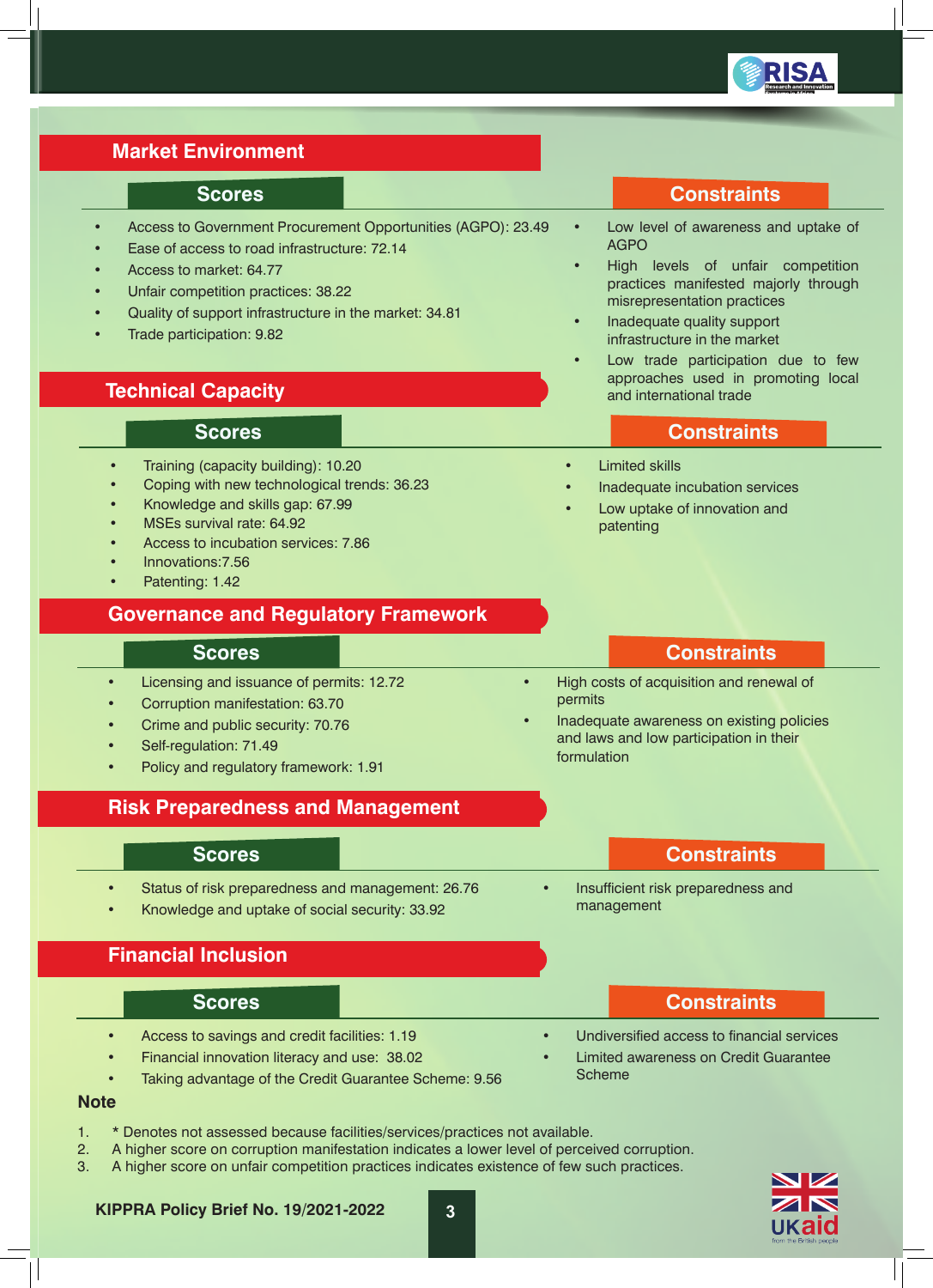## Market Environment

### Scores

- Access to Government Procurement Opportunities (AGPO): 23.49
- Ease of access to road infrastructure: 72.14
- Access to market: 64.77
- Unfair competition practices: 38.22
- Quality of support infrastructure in the market: 34.81
- Trade participation: 9.82

### Constraints

- Low level of awareness and uptake of AGPO
- High levels of unfair competition practices manifested majorly through misrepresentation practices
- Inadequate quality support infrastructure in the market
- Low trade participation due to few approaches used in promoting local and international trade

## Technical Capacity

### Scores

- Training (capacity building): 10.20
- Coping with new technological trends: 36.23
- Knowledge and skills gap: 67.99
- MSEs survival rate: 64.92
- Access to incubation services: 7.86
- Innovations:7.56
- Patenting: 1.42

### Constraints

- Limited skills
- Inadequate incubation services
- Low uptake of innovation and patenting

## Governance and Regulatory Framework

### Scores

- Licensing and issuance of permits: 12.72
- Corruption manifestation: 63.70
- Crime and public security: 70.76
- Self-regulation: 71.49
- Policy and regulatory framework: 1.91

### Constraints

- High costs of acquisition and renewal of permits
- Inadequate awareness on existing policies and laws and low participation in their formulation

## Risk Preparedness and Management

### Scores

- Status of risk preparedness and management: 26.76
- Knowledge and uptake of social security: 33.92

### Constraints

- Insufficient risk preparedness and management

## Financial Inclusion

### Scores

- Access to savings and credit facilities: 1.19
- Financial innovation literacy and use: 38.02
- Taking advantage of the Credit Guarantee Scheme: 9.56

### Constraints

- Undiversified access to financial services
- Limited awareness on Credit Guarantee Scheme

**Note**

1. * Denotes not assessed because facilities/services/practices not available.
2. A higher score on corruption manifestation indicates a lower level of perceived corruption.
3. A higher score on unfair competition practices indicates existence of few such practices.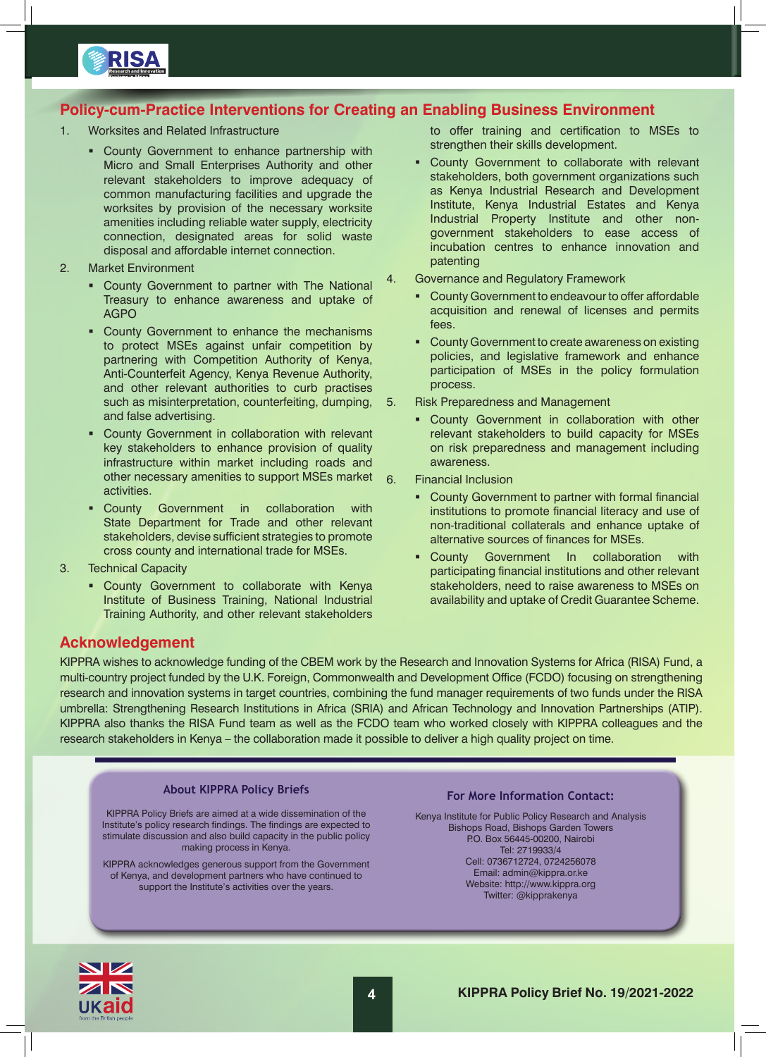## Policy-cum-Practice Interventions for Creating an Enabling Business Environment

1. Worksites and Related Infrastructure
   - County Government to enhance partnership with Micro and Small Enterprises Authority and other relevant stakeholders to improve adequacy of common manufacturing facilities and upgrade the worksites by provision of the necessary worksite amenities including reliable water supply, electricity connection, designated areas for solid waste disposal and affordable internet connection.
2. Market Environment
   - County Government to partner with The National Treasury to enhance awareness and uptake of AGPO
   - County Government to enhance the mechanisms to protect MSEs against unfair competition by partnering with Competition Authority of Kenya, Anti-Counterfeit Agency, Kenya Revenue Authority, and other relevant authorities to curb practises such as misinterpretation, counterfeiting, dumping, and false advertising.
   - County Government in collaboration with relevant key stakeholders to enhance provision of quality infrastructure within market including roads and other necessary amenities to support MSEs market activities.
   - County Government in collaboration with State Department for Trade and other relevant stakeholders, devise sufficient strategies to promote cross county and international trade for MSEs.
3. Technical Capacity
   - County Government to collaborate with Kenya Institute of Business Training, National Industrial Training Authority, and other relevant stakeholders to offer training and certification to MSEs to strengthen their skills development.
   - County Government to collaborate with relevant stakeholders, both government organizations such as Kenya Industrial Research and Development Institute, Kenya Industrial Estates and Kenya Industrial Property Institute and other non-government stakeholders to ease access of incubation centres to enhance innovation and patenting
4. Governance and Regulatory Framework
   - County Government to endeavour to offer affordable acquisition and renewal of licenses and permits fees.
   - County Government to create awareness on existing policies, and legislative framework and enhance participation of MSEs in the policy formulation process.
5. Risk Preparedness and Management
   - County Government in collaboration with other relevant stakeholders to build capacity for MSEs on risk preparedness and management including awareness.
6. Financial Inclusion
   - County Government to partner with formal financial institutions to promote financial literacy and use of non-traditional collaterals and enhance uptake of alternative sources of finances for MSEs.
   - County Government In collaboration with participating financial institutions and other relevant stakeholders, need to raise awareness to MSEs on availability and uptake of Credit Guarantee Scheme.

## Acknowledgement

KIPPRA wishes to acknowledge funding of the CBEM work by the Research and Innovation Systems for Africa (RISA) Fund, a multi-country project funded by the U.K. Foreign, Commonwealth and Development Office (FCDO) focusing on strengthening research and innovation systems in target countries, combining the fund manager requirements of two funds under the RISA umbrella: Strengthening Research Institutions in Africa (SRIA) and African Technology and Innovation Partnerships (ATIP). KIPPRA also thanks the RISA Fund team as well as the FCDO team who worked closely with KIPPRA colleagues and the research stakeholders in Kenya – the collaboration made it possible to deliver a high quality project on time.

### About KIPPRA Policy Briefs

KIPPRA Policy Briefs are aimed at a wide dissemination of the Institute's policy research findings. The findings are expected to stimulate discussion and also build capacity in the public policy making process in Kenya.

KIPPRA acknowledges generous support from the Government of Kenya, and development partners who have continued to support the Institute's activities over the years.

### For More Information Contact:

Kenya Institute for Public Policy Research and Analysis
Bishops Road, Bishops Garden Towers
P.O. Box 56445-00200, Nairobi
Tel: 2719933/4
Cell: 0736712724, 0724256078
Email: admin@kippra.or.ke
Website: http://www.kippra.org
Twitter: @kipprakenya

KIPPRA Policy Brief No. 19/2021-2022